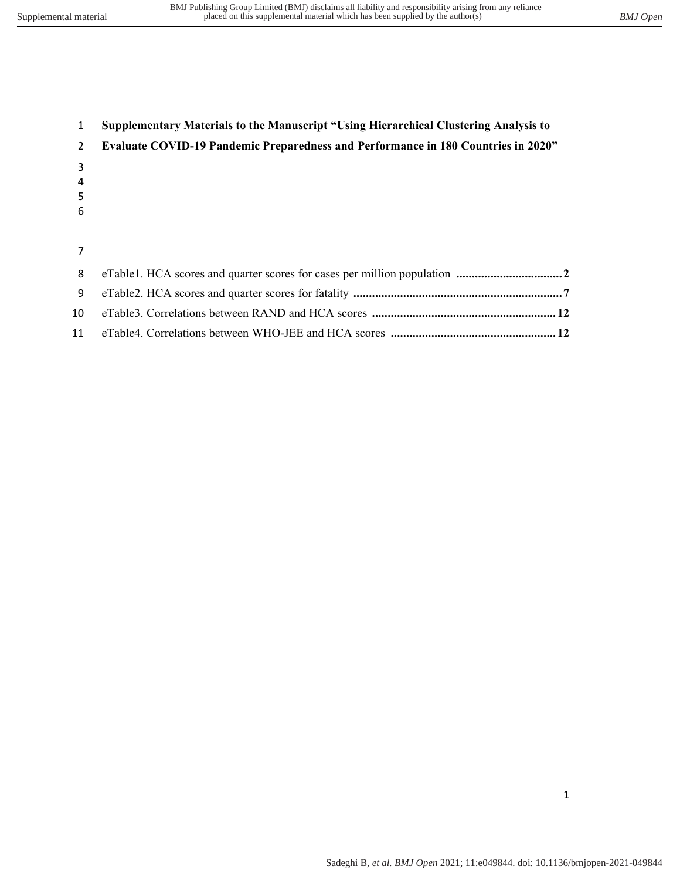**Supplementary Materials to the Manuscript "Using Hierarchical Clustering Analysis to Evaluate COVID-19 Pandemic Preparedness and Performance in 180 Countries in 2020"**

eTable1. HCA scores and quarter scores for cases per million population .................................. 2

eTable2. HCA scores and quarter scores for fatality ................................................................... 7

eTable3. Correlations between RAND and HCA scores .......................................................... 12

eTable4. Correlations between WHO-JEE and HCA scores ..................................................... 12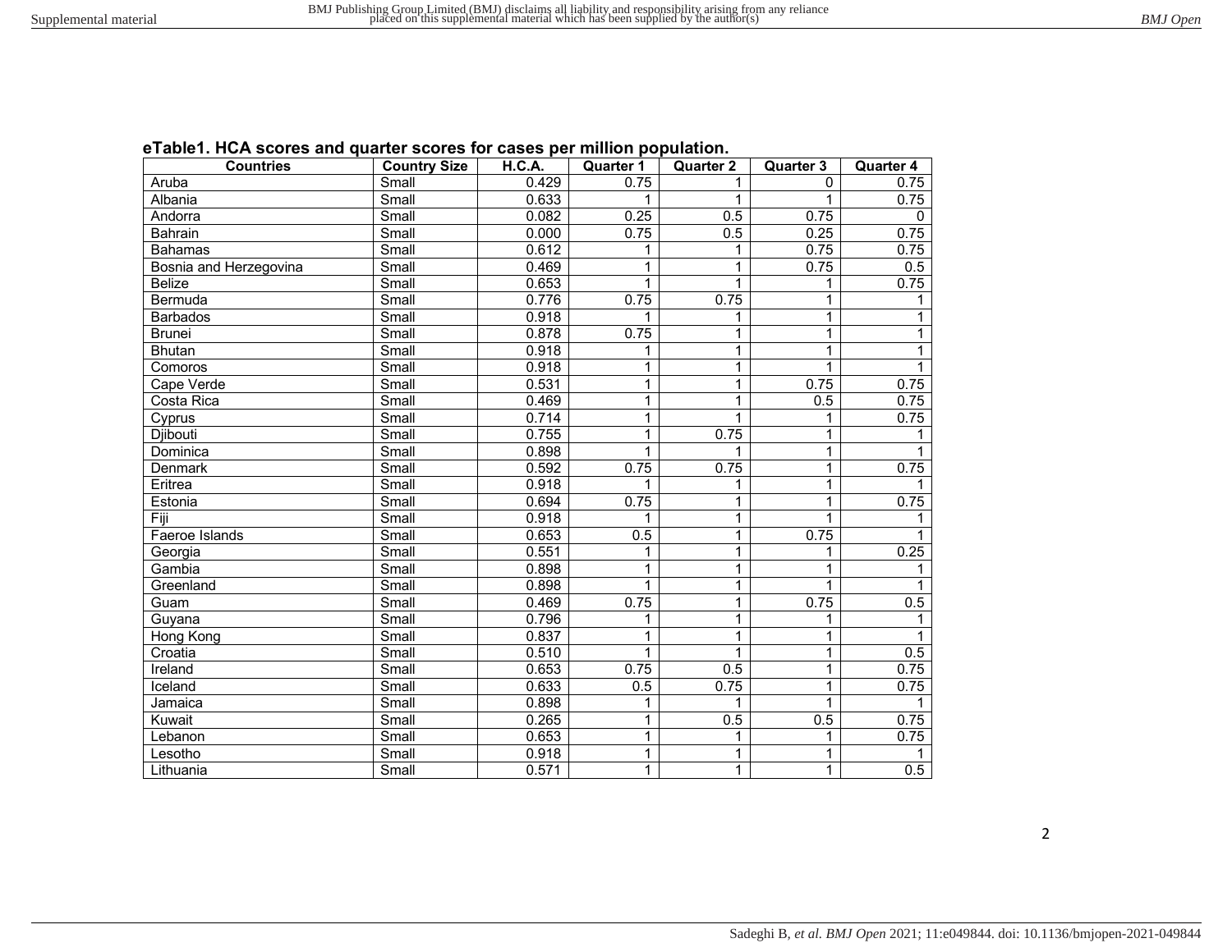**eTable1. HCA scores and quarter scores for cases per million population.**

| Countries | Country Size | H.C.A. | Quarter 1 | Quarter 2 | Quarter 3 | Quarter 4 |
|---|---|---|---|---|---|---|
| Aruba | Small | 0.429 | 0.75 | 1 | 0 | 0.75 |
| Albania | Small | 0.633 | 1 | 1 | 1 | 0.75 |
| Andorra | Small | 0.082 | 0.25 | 0.5 | 0.75 | 0 |
| Bahrain | Small | 0.000 | 0.75 | 0.5 | 0.25 | 0.75 |
| Bahamas | Small | 0.612 | 1 | 1 | 0.75 | 0.75 |
| Bosnia and Herzegovina | Small | 0.469 | 1 | 1 | 0.75 | 0.5 |
| Belize | Small | 0.653 | 1 | 1 | 1 | 0.75 |
| Bermuda | Small | 0.776 | 0.75 | 0.75 | 1 | 1 |
| Barbados | Small | 0.918 | 1 | 1 | 1 | 1 |
| Brunei | Small | 0.878 | 0.75 | 1 | 1 | 1 |
| Bhutan | Small | 0.918 | 1 | 1 | 1 | 1 |
| Comoros | Small | 0.918 | 1 | 1 | 1 | 1 |
| Cape Verde | Small | 0.531 | 1 | 1 | 0.75 | 0.75 |
| Costa Rica | Small | 0.469 | 1 | 1 | 0.5 | 0.75 |
| Cyprus | Small | 0.714 | 1 | 1 | 1 | 0.75 |
| Djibouti | Small | 0.755 | 1 | 0.75 | 1 | 1 |
| Dominica | Small | 0.898 | 1 | 1 | 1 | 1 |
| Denmark | Small | 0.592 | 0.75 | 0.75 | 1 | 0.75 |
| Eritrea | Small | 0.918 | 1 | 1 | 1 | 1 |
| Estonia | Small | 0.694 | 0.75 | 1 | 1 | 0.75 |
| Fiji | Small | 0.918 | 1 | 1 | 1 | 1 |
| Faeroe Islands | Small | 0.653 | 0.5 | 1 | 0.75 | 1 |
| Georgia | Small | 0.551 | 1 | 1 | 1 | 0.25 |
| Gambia | Small | 0.898 | 1 | 1 | 1 | 1 |
| Greenland | Small | 0.898 | 1 | 1 | 1 | 1 |
| Guam | Small | 0.469 | 0.75 | 1 | 0.75 | 0.5 |
| Guyana | Small | 0.796 | 1 | 1 | 1 | 1 |
| Hong Kong | Small | 0.837 | 1 | 1 | 1 | 1 |
| Croatia | Small | 0.510 | 1 | 1 | 1 | 0.5 |
| Ireland | Small | 0.653 | 0.75 | 0.5 | 1 | 0.75 |
| Iceland | Small | 0.633 | 0.5 | 0.75 | 1 | 0.75 |
| Jamaica | Small | 0.898 | 1 | 1 | 1 | 1 |
| Kuwait | Small | 0.265 | 1 | 0.5 | 0.5 | 0.75 |
| Lebanon | Small | 0.653 | 1 | 1 | 1 | 0.75 |
| Lesotho | Small | 0.918 | 1 | 1 | 1 | 1 |
| Lithuania | Small | 0.571 | 1 | 1 | 1 | 0.5 |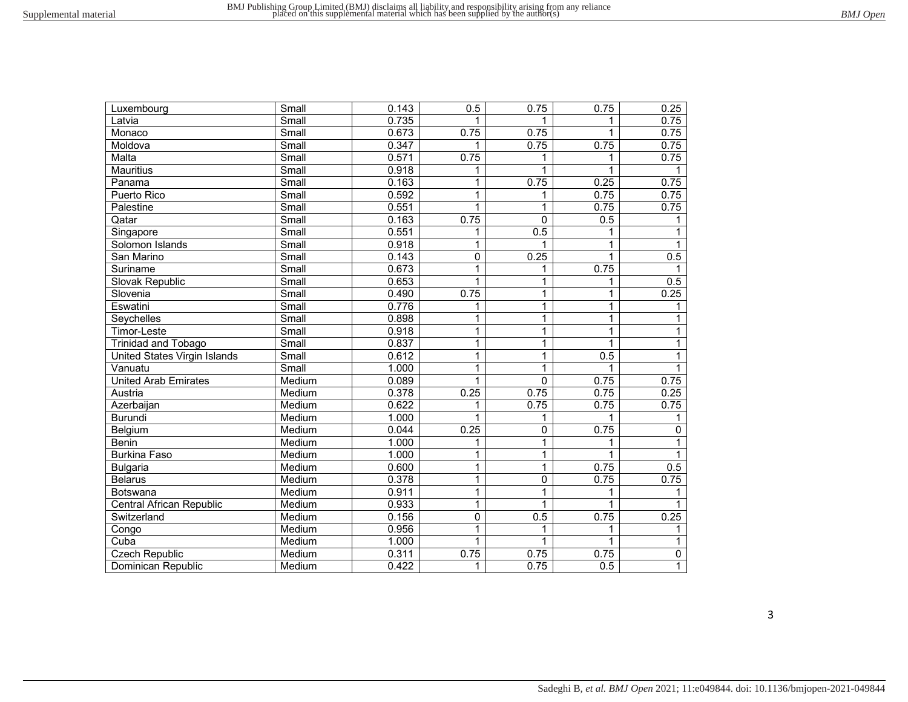| Luxembourg | Small | 0.143 | 0.5 | 0.75 | 0.75 | 0.25 |
|---|---|---|---|---|---|---|
| Latvia | Small | 0.735 | 1 | 1 | 1 | 0.75 |
| Monaco | Small | 0.673 | 0.75 | 0.75 | 1 | 0.75 |
| Moldova | Small | 0.347 | 1 | 0.75 | 0.75 | 0.75 |
| Malta | Small | 0.571 | 0.75 | 1 | 1 | 0.75 |
| Mauritius | Small | 0.918 | 1 | 1 | 1 | 1 |
| Panama | Small | 0.163 | 1 | 0.75 | 0.25 | 0.75 |
| Puerto Rico | Small | 0.592 | 1 | 1 | 0.75 | 0.75 |
| Palestine | Small | 0.551 | 1 | 1 | 0.75 | 0.75 |
| Qatar | Small | 0.163 | 0.75 | 0 | 0.5 | 1 |
| Singapore | Small | 0.551 | 1 | 0.5 | 1 | 1 |
| Solomon Islands | Small | 0.918 | 1 | 1 | 1 | 1 |
| San Marino | Small | 0.143 | 0 | 0.25 | 1 | 0.5 |
| Suriname | Small | 0.673 | 1 | 1 | 0.75 | 1 |
| Slovak Republic | Small | 0.653 | 1 | 1 | 1 | 0.5 |
| Slovenia | Small | 0.490 | 0.75 | 1 | 1 | 0.25 |
| Eswatini | Small | 0.776 | 1 | 1 | 1 | 1 |
| Seychelles | Small | 0.898 | 1 | 1 | 1 | 1 |
| Timor-Leste | Small | 0.918 | 1 | 1 | 1 | 1 |
| Trinidad and Tobago | Small | 0.837 | 1 | 1 | 1 | 1 |
| United States Virgin Islands | Small | 0.612 | 1 | 1 | 0.5 | 1 |
| Vanuatu | Small | 1.000 | 1 | 1 | 1 | 1 |
| United Arab Emirates | Medium | 0.089 | 1 | 0 | 0.75 | 0.75 |
| Austria | Medium | 0.378 | 0.25 | 0.75 | 0.75 | 0.25 |
| Azerbaijan | Medium | 0.622 | 1 | 0.75 | 0.75 | 0.75 |
| Burundi | Medium | 1.000 | 1 | 1 | 1 | 1 |
| Belgium | Medium | 0.044 | 0.25 | 0 | 0.75 | 0 |
| Benin | Medium | 1.000 | 1 | 1 | 1 | 1 |
| Burkina Faso | Medium | 1.000 | 1 | 1 | 1 | 1 |
| Bulgaria | Medium | 0.600 | 1 | 1 | 0.75 | 0.5 |
| Belarus | Medium | 0.378 | 1 | 0 | 0.75 | 0.75 |
| Botswana | Medium | 0.911 | 1 | 1 | 1 | 1 |
| Central African Republic | Medium | 0.933 | 1 | 1 | 1 | 1 |
| Switzerland | Medium | 0.156 | 0 | 0.5 | 0.75 | 0.25 |
| Congo | Medium | 0.956 | 1 | 1 | 1 | 1 |
| Cuba | Medium | 1.000 | 1 | 1 | 1 | 1 |
| Czech Republic | Medium | 0.311 | 0.75 | 0.75 | 0.75 | 0 |
| Dominican Republic | Medium | 0.422 | 1 | 0.75 | 0.5 | 1 |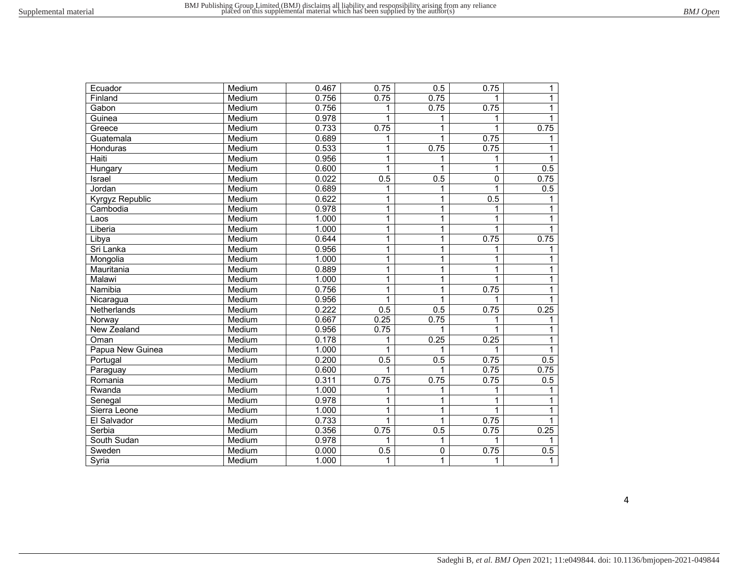| | | | | | | |
|---|---|---|---|---|---|---|
| Ecuador | Medium | 0.467 | 0.75 | 0.5 | 0.75 | 1 |
| Finland | Medium | 0.756 | 0.75 | 0.75 | 1 | 1 |
| Gabon | Medium | 0.756 | 1 | 0.75 | 0.75 | 1 |
| Guinea | Medium | 0.978 | 1 | 1 | 1 | 1 |
| Greece | Medium | 0.733 | 0.75 | 1 | 1 | 0.75 |
| Guatemala | Medium | 0.689 | 1 | 1 | 0.75 | 1 |
| Honduras | Medium | 0.533 | 1 | 0.75 | 0.75 | 1 |
| Haiti | Medium | 0.956 | 1 | 1 | 1 | 1 |
| Hungary | Medium | 0.600 | 1 | 1 | 1 | 0.5 |
| Israel | Medium | 0.022 | 0.5 | 0.5 | 0 | 0.75 |
| Jordan | Medium | 0.689 | 1 | 1 | 1 | 0.5 |
| Kyrgyz Republic | Medium | 0.622 | 1 | 1 | 0.5 | 1 |
| Cambodia | Medium | 0.978 | 1 | 1 | 1 | 1 |
| Laos | Medium | 1.000 | 1 | 1 | 1 | 1 |
| Liberia | Medium | 1.000 | 1 | 1 | 1 | 1 |
| Libya | Medium | 0.644 | 1 | 1 | 0.75 | 0.75 |
| Sri Lanka | Medium | 0.956 | 1 | 1 | 1 | 1 |
| Mongolia | Medium | 1.000 | 1 | 1 | 1 | 1 |
| Mauritania | Medium | 0.889 | 1 | 1 | 1 | 1 |
| Malawi | Medium | 1.000 | 1 | 1 | 1 | 1 |
| Namibia | Medium | 0.756 | 1 | 1 | 0.75 | 1 |
| Nicaragua | Medium | 0.956 | 1 | 1 | 1 | 1 |
| Netherlands | Medium | 0.222 | 0.5 | 0.5 | 0.75 | 0.25 |
| Norway | Medium | 0.667 | 0.25 | 0.75 | 1 | 1 |
| New Zealand | Medium | 0.956 | 0.75 | 1 | 1 | 1 |
| Oman | Medium | 0.178 | 1 | 0.25 | 0.25 | 1 |
| Papua New Guinea | Medium | 1.000 | 1 | 1 | 1 | 1 |
| Portugal | Medium | 0.200 | 0.5 | 0.5 | 0.75 | 0.5 |
| Paraguay | Medium | 0.600 | 1 | 1 | 0.75 | 0.75 |
| Romania | Medium | 0.311 | 0.75 | 0.75 | 0.75 | 0.5 |
| Rwanda | Medium | 1.000 | 1 | 1 | 1 | 1 |
| Senegal | Medium | 0.978 | 1 | 1 | 1 | 1 |
| Sierra Leone | Medium | 1.000 | 1 | 1 | 1 | 1 |
| El Salvador | Medium | 0.733 | 1 | 1 | 0.75 | 1 |
| Serbia | Medium | 0.356 | 0.75 | 0.5 | 0.75 | 0.25 |
| South Sudan | Medium | 0.978 | 1 | 1 | 1 | 1 |
| Sweden | Medium | 0.000 | 0.5 | 0 | 0.75 | 0.5 |
| Syria | Medium | 1.000 | 1 | 1 | 1 | 1 |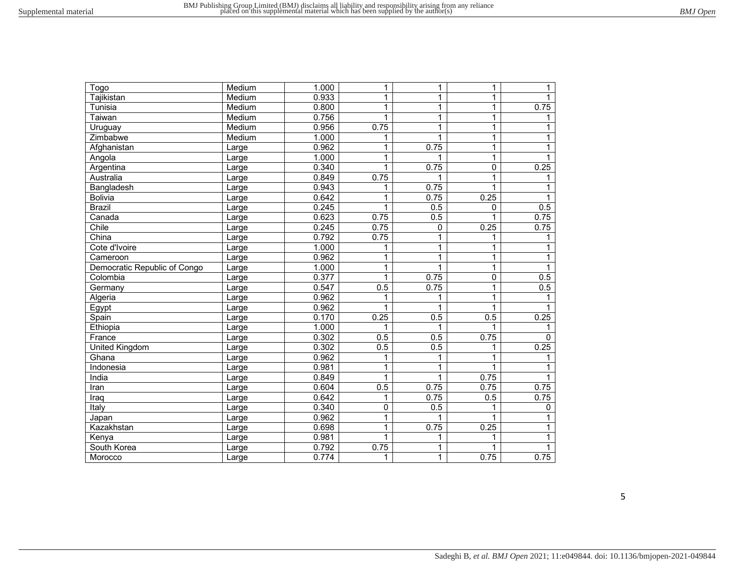| Togo | Medium | 1.000 | 1 | 1 | 1 | 1 |
|---|---|---|---|---|---|---|
| Tajikistan | Medium | 0.933 | 1 | 1 | 1 | 1 |
| Tunisia | Medium | 0.800 | 1 | 1 | 1 | 0.75 |
| Taiwan | Medium | 0.756 | 1 | 1 | 1 | 1 |
| Uruguay | Medium | 0.956 | 0.75 | 1 | 1 | 1 |
| Zimbabwe | Medium | 1.000 | 1 | 1 | 1 | 1 |
| Afghanistan | Large | 0.962 | 1 | 0.75 | 1 | 1 |
| Angola | Large | 1.000 | 1 | 1 | 1 | 1 |
| Argentina | Large | 0.340 | 1 | 0.75 | 0 | 0.25 |
| Australia | Large | 0.849 | 0.75 | 1 | 1 | 1 |
| Bangladesh | Large | 0.943 | 1 | 0.75 | 1 | 1 |
| Bolivia | Large | 0.642 | 1 | 0.75 | 0.25 | 1 |
| Brazil | Large | 0.245 | 1 | 0.5 | 0 | 0.5 |
| Canada | Large | 0.623 | 0.75 | 0.5 | 1 | 0.75 |
| Chile | Large | 0.245 | 0.75 | 0 | 0.25 | 0.75 |
| China | Large | 0.792 | 0.75 | 1 | 1 | 1 |
| Cote d'Ivoire | Large | 1.000 | 1 | 1 | 1 | 1 |
| Cameroon | Large | 0.962 | 1 | 1 | 1 | 1 |
| Democratic Republic of Congo | Large | 1.000 | 1 | 1 | 1 | 1 |
| Colombia | Large | 0.377 | 1 | 0.75 | 0 | 0.5 |
| Germany | Large | 0.547 | 0.5 | 0.75 | 1 | 0.5 |
| Algeria | Large | 0.962 | 1 | 1 | 1 | 1 |
| Egypt | Large | 0.962 | 1 | 1 | 1 | 1 |
| Spain | Large | 0.170 | 0.25 | 0.5 | 0.5 | 0.25 |
| Ethiopia | Large | 1.000 | 1 | 1 | 1 | 1 |
| France | Large | 0.302 | 0.5 | 0.5 | 0.75 | 0 |
| United Kingdom | Large | 0.302 | 0.5 | 0.5 | 1 | 0.25 |
| Ghana | Large | 0.962 | 1 | 1 | 1 | 1 |
| Indonesia | Large | 0.981 | 1 | 1 | 1 | 1 |
| India | Large | 0.849 | 1 | 1 | 0.75 | 1 |
| Iran | Large | 0.604 | 0.5 | 0.75 | 0.75 | 0.75 |
| Iraq | Large | 0.642 | 1 | 0.75 | 0.5 | 0.75 |
| Italy | Large | 0.340 | 0 | 0.5 | 1 | 0 |
| Japan | Large | 0.962 | 1 | 1 | 1 | 1 |
| Kazakhstan | Large | 0.698 | 1 | 0.75 | 0.25 | 1 |
| Kenya | Large | 0.981 | 1 | 1 | 1 | 1 |
| South Korea | Large | 0.792 | 0.75 | 1 | 1 | 1 |
| Morocco | Large | 0.774 | 1 | 1 | 0.75 | 0.75 |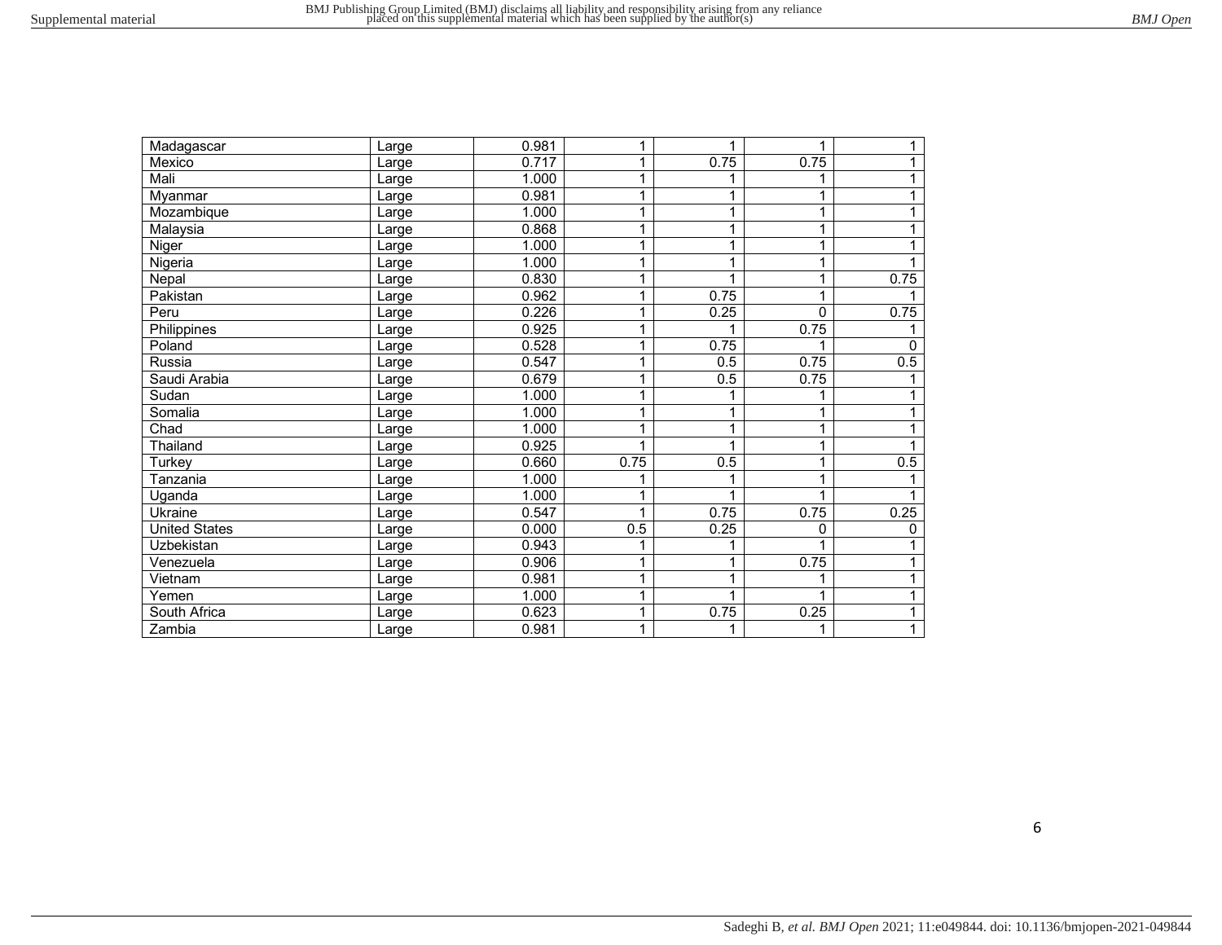| | | | | | | |
|---|---|---|---|---|---|---|
| Madagascar | Large | 0.981 | 1 | 1 | 1 | 1 |
| Mexico | Large | 0.717 | 1 | 0.75 | 0.75 | 1 |
| Mali | Large | 1.000 | 1 | 1 | 1 | 1 |
| Myanmar | Large | 0.981 | 1 | 1 | 1 | 1 |
| Mozambique | Large | 1.000 | 1 | 1 | 1 | 1 |
| Malaysia | Large | 0.868 | 1 | 1 | 1 | 1 |
| Niger | Large | 1.000 | 1 | 1 | 1 | 1 |
| Nigeria | Large | 1.000 | 1 | 1 | 1 | 1 |
| Nepal | Large | 0.830 | 1 | 1 | 1 | 0.75 |
| Pakistan | Large | 0.962 | 1 | 0.75 | 1 | 1 |
| Peru | Large | 0.226 | 1 | 0.25 | 0 | 0.75 |
| Philippines | Large | 0.925 | 1 | 1 | 0.75 | 1 |
| Poland | Large | 0.528 | 1 | 0.75 | 1 | 0 |
| Russia | Large | 0.547 | 1 | 0.5 | 0.75 | 0.5 |
| Saudi Arabia | Large | 0.679 | 1 | 0.5 | 0.75 | 1 |
| Sudan | Large | 1.000 | 1 | 1 | 1 | 1 |
| Somalia | Large | 1.000 | 1 | 1 | 1 | 1 |
| Chad | Large | 1.000 | 1 | 1 | 1 | 1 |
| Thailand | Large | 0.925 | 1 | 1 | 1 | 1 |
| Turkey | Large | 0.660 | 0.75 | 0.5 | 1 | 0.5 |
| Tanzania | Large | 1.000 | 1 | 1 | 1 | 1 |
| Uganda | Large | 1.000 | 1 | 1 | 1 | 1 |
| Ukraine | Large | 0.547 | 1 | 0.75 | 0.75 | 0.25 |
| United States | Large | 0.000 | 0.5 | 0.25 | 0 | 0 |
| Uzbekistan | Large | 0.943 | 1 | 1 | 1 | 1 |
| Venezuela | Large | 0.906 | 1 | 1 | 0.75 | 1 |
| Vietnam | Large | 0.981 | 1 | 1 | 1 | 1 |
| Yemen | Large | 1.000 | 1 | 1 | 1 | 1 |
| South Africa | Large | 0.623 | 1 | 0.75 | 0.25 | 1 |
| Zambia | Large | 0.981 | 1 | 1 | 1 | 1 |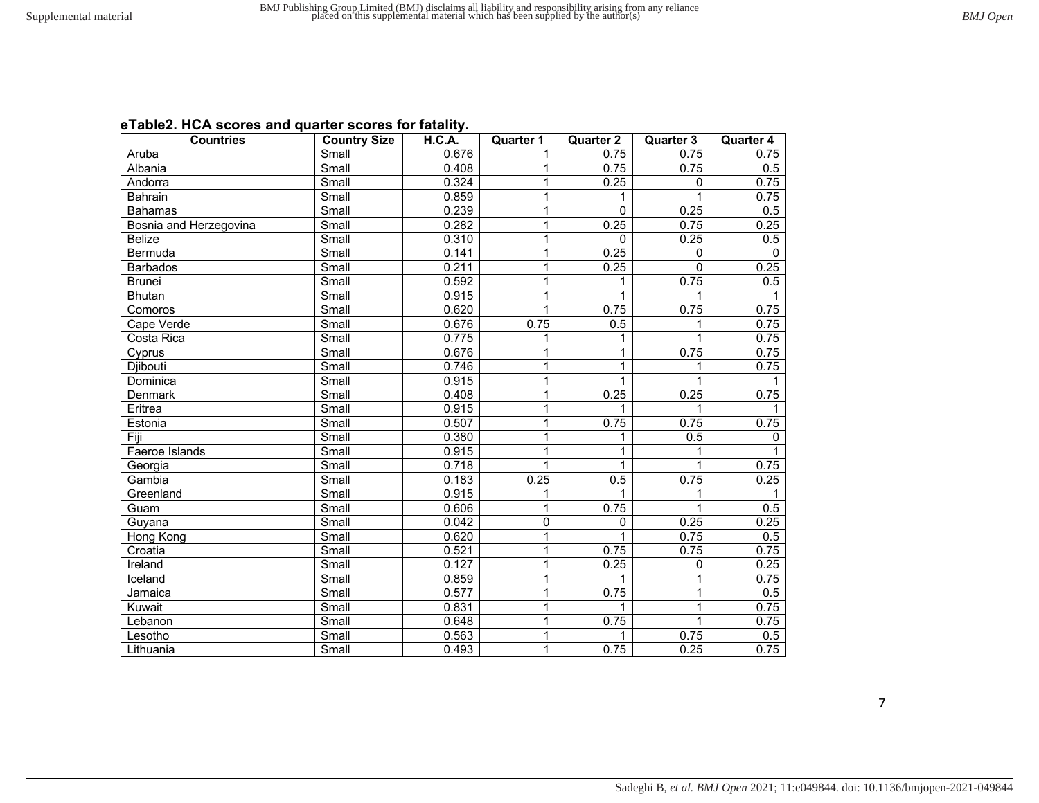**eTable2. HCA scores and quarter scores for fatality.**

| Countries | Country Size | H.C.A. | Quarter 1 | Quarter 2 | Quarter 3 | Quarter 4 |
|---|---|---|---|---|---|---|
| Aruba | Small | 0.676 | 1 | 0.75 | 0.75 | 0.75 |
| Albania | Small | 0.408 | 1 | 0.75 | 0.75 | 0.5 |
| Andorra | Small | 0.324 | 1 | 0.25 | 0 | 0.75 |
| Bahrain | Small | 0.859 | 1 | 1 | 1 | 0.75 |
| Bahamas | Small | 0.239 | 1 | 0 | 0.25 | 0.5 |
| Bosnia and Herzegovina | Small | 0.282 | 1 | 0.25 | 0.75 | 0.25 |
| Belize | Small | 0.310 | 1 | 0 | 0.25 | 0.5 |
| Bermuda | Small | 0.141 | 1 | 0.25 | 0 | 0 |
| Barbados | Small | 0.211 | 1 | 0.25 | 0 | 0.25 |
| Brunei | Small | 0.592 | 1 | 1 | 0.75 | 0.5 |
| Bhutan | Small | 0.915 | 1 | 1 | 1 | 1 |
| Comoros | Small | 0.620 | 1 | 0.75 | 0.75 | 0.75 |
| Cape Verde | Small | 0.676 | 0.75 | 0.5 | 1 | 0.75 |
| Costa Rica | Small | 0.775 | 1 | 1 | 1 | 0.75 |
| Cyprus | Small | 0.676 | 1 | 1 | 0.75 | 0.75 |
| Djibouti | Small | 0.746 | 1 | 1 | 1 | 0.75 |
| Dominica | Small | 0.915 | 1 | 1 | 1 | 1 |
| Denmark | Small | 0.408 | 1 | 0.25 | 0.25 | 0.75 |
| Eritrea | Small | 0.915 | 1 | 1 | 1 | 1 |
| Estonia | Small | 0.507 | 1 | 0.75 | 0.75 | 0.75 |
| Fiji | Small | 0.380 | 1 | 1 | 0.5 | 0 |
| Faeroe Islands | Small | 0.915 | 1 | 1 | 1 | 1 |
| Georgia | Small | 0.718 | 1 | 1 | 1 | 0.75 |
| Gambia | Small | 0.183 | 0.25 | 0.5 | 0.75 | 0.25 |
| Greenland | Small | 0.915 | 1 | 1 | 1 | 1 |
| Guam | Small | 0.606 | 1 | 0.75 | 1 | 0.5 |
| Guyana | Small | 0.042 | 0 | 0 | 0.25 | 0.25 |
| Hong Kong | Small | 0.620 | 1 | 1 | 0.75 | 0.5 |
| Croatia | Small | 0.521 | 1 | 0.75 | 0.75 | 0.75 |
| Ireland | Small | 0.127 | 1 | 0.25 | 0 | 0.25 |
| Iceland | Small | 0.859 | 1 | 1 | 1 | 0.75 |
| Jamaica | Small | 0.577 | 1 | 0.75 | 1 | 0.5 |
| Kuwait | Small | 0.831 | 1 | 1 | 1 | 0.75 |
| Lebanon | Small | 0.648 | 1 | 0.75 | 1 | 0.75 |
| Lesotho | Small | 0.563 | 1 | 1 | 0.75 | 0.5 |
| Lithuania | Small | 0.493 | 1 | 0.75 | 0.25 | 0.75 |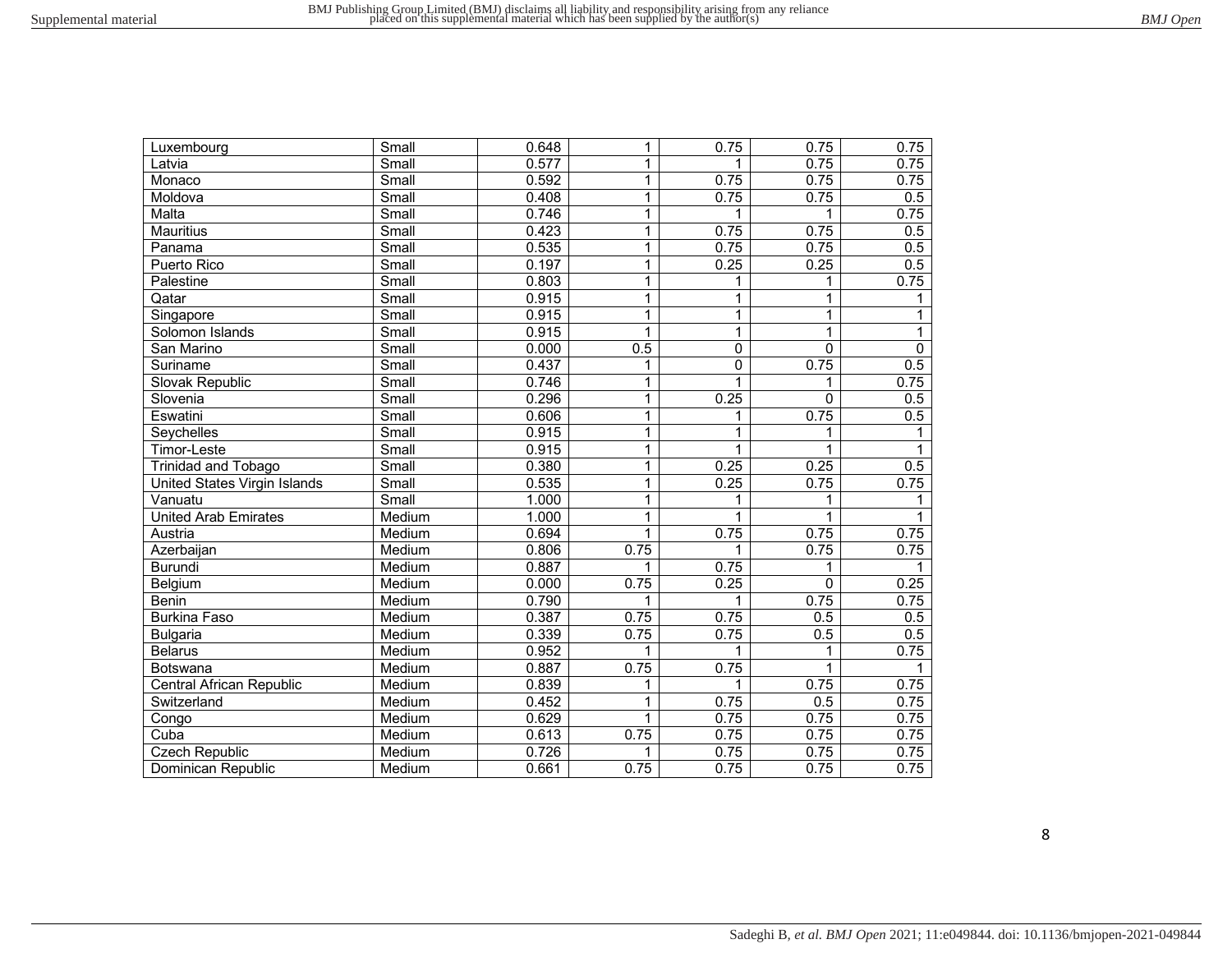| Luxembourg | Small | 0.648 | 1 | 0.75 | 0.75 | 0.75 |
|---|---|---|---|---|---|---|
| Latvia | Small | 0.577 | 1 | 1 | 0.75 | 0.75 |
| Monaco | Small | 0.592 | 1 | 0.75 | 0.75 | 0.75 |
| Moldova | Small | 0.408 | 1 | 0.75 | 0.75 | 0.5 |
| Malta | Small | 0.746 | 1 | 1 | 1 | 0.75 |
| Mauritius | Small | 0.423 | 1 | 0.75 | 0.75 | 0.5 |
| Panama | Small | 0.535 | 1 | 0.75 | 0.75 | 0.5 |
| Puerto Rico | Small | 0.197 | 1 | 0.25 | 0.25 | 0.5 |
| Palestine | Small | 0.803 | 1 | 1 | 1 | 0.75 |
| Qatar | Small | 0.915 | 1 | 1 | 1 | 1 |
| Singapore | Small | 0.915 | 1 | 1 | 1 | 1 |
| Solomon Islands | Small | 0.915 | 1 | 1 | 1 | 1 |
| San Marino | Small | 0.000 | 0.5 | 0 | 0 | 0 |
| Suriname | Small | 0.437 | 1 | 0 | 0.75 | 0.5 |
| Slovak Republic | Small | 0.746 | 1 | 1 | 1 | 0.75 |
| Slovenia | Small | 0.296 | 1 | 0.25 | 0 | 0.5 |
| Eswatini | Small | 0.606 | 1 | 1 | 0.75 | 0.5 |
| Seychelles | Small | 0.915 | 1 | 1 | 1 | 1 |
| Timor-Leste | Small | 0.915 | 1 | 1 | 1 | 1 |
| Trinidad and Tobago | Small | 0.380 | 1 | 0.25 | 0.25 | 0.5 |
| United States Virgin Islands | Small | 0.535 | 1 | 0.25 | 0.75 | 0.75 |
| Vanuatu | Small | 1.000 | 1 | 1 | 1 | 1 |
| United Arab Emirates | Medium | 1.000 | 1 | 1 | 1 | 1 |
| Austria | Medium | 0.694 | 1 | 0.75 | 0.75 | 0.75 |
| Azerbaijan | Medium | 0.806 | 0.75 | 1 | 0.75 | 0.75 |
| Burundi | Medium | 0.887 | 1 | 0.75 | 1 | 1 |
| Belgium | Medium | 0.000 | 0.75 | 0.25 | 0 | 0.25 |
| Benin | Medium | 0.790 | 1 | 1 | 0.75 | 0.75 |
| Burkina Faso | Medium | 0.387 | 0.75 | 0.75 | 0.5 | 0.5 |
| Bulgaria | Medium | 0.339 | 0.75 | 0.75 | 0.5 | 0.5 |
| Belarus | Medium | 0.952 | 1 | 1 | 1 | 0.75 |
| Botswana | Medium | 0.887 | 0.75 | 0.75 | 1 | 1 |
| Central African Republic | Medium | 0.839 | 1 | 1 | 0.75 | 0.75 |
| Switzerland | Medium | 0.452 | 1 | 0.75 | 0.5 | 0.75 |
| Congo | Medium | 0.629 | 1 | 0.75 | 0.75 | 0.75 |
| Cuba | Medium | 0.613 | 0.75 | 0.75 | 0.75 | 0.75 |
| Czech Republic | Medium | 0.726 | 1 | 0.75 | 0.75 | 0.75 |
| Dominican Republic | Medium | 0.661 | 0.75 | 0.75 | 0.75 | 0.75 |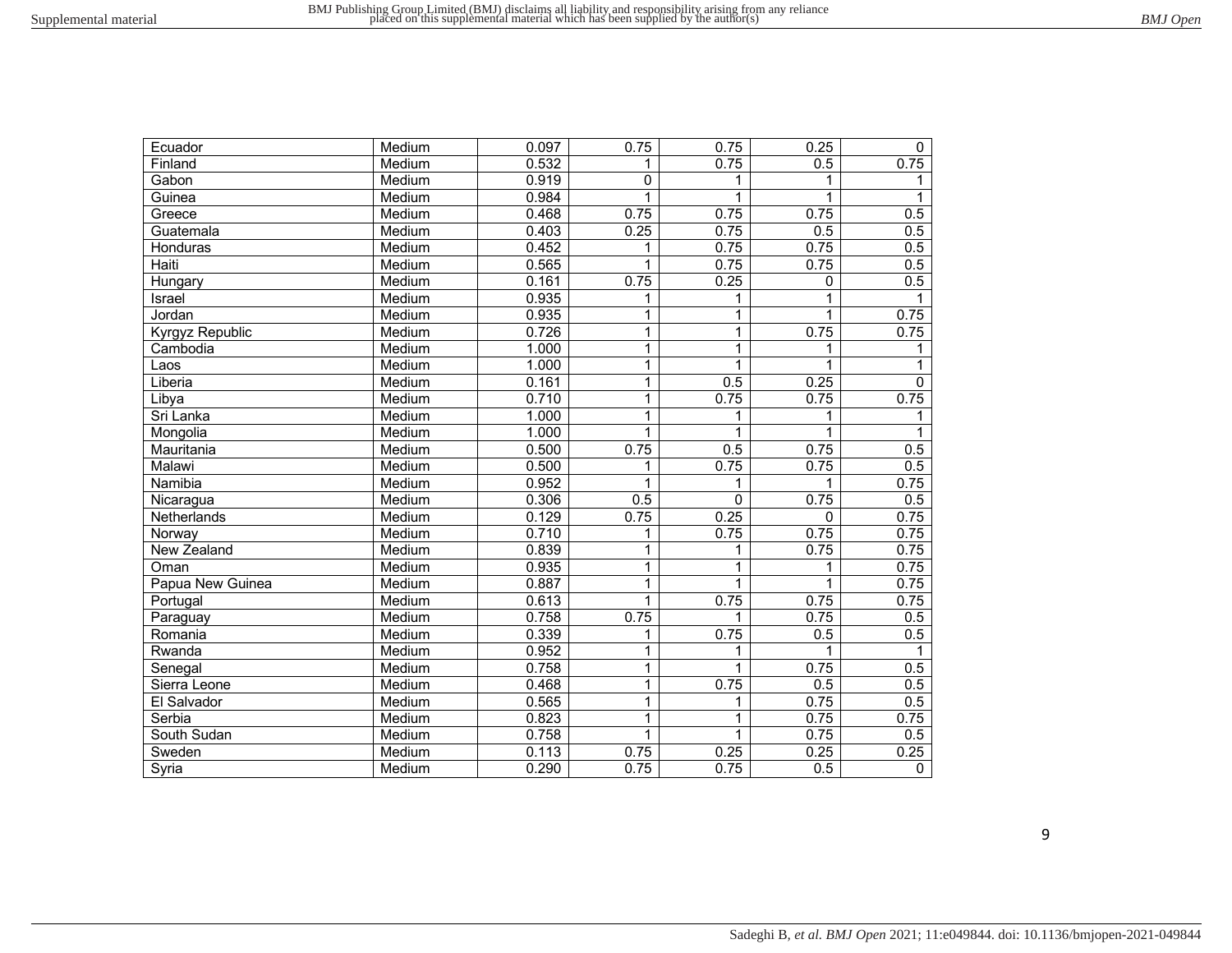| Ecuador | Medium | 0.097 | 0.75 | 0.75 | 0.25 | 0 |
|---|---|---|---|---|---|---|
| Finland | Medium | 0.532 | 1 | 0.75 | 0.5 | 0.75 |
| Gabon | Medium | 0.919 | 0 | 1 | 1 | 1 |
| Guinea | Medium | 0.984 | 1 | 1 | 1 | 1 |
| Greece | Medium | 0.468 | 0.75 | 0.75 | 0.75 | 0.5 |
| Guatemala | Medium | 0.403 | 0.25 | 0.75 | 0.5 | 0.5 |
| Honduras | Medium | 0.452 | 1 | 0.75 | 0.75 | 0.5 |
| Haiti | Medium | 0.565 | 1 | 0.75 | 0.75 | 0.5 |
| Hungary | Medium | 0.161 | 0.75 | 0.25 | 0 | 0.5 |
| Israel | Medium | 0.935 | 1 | 1 | 1 | 1 |
| Jordan | Medium | 0.935 | 1 | 1 | 1 | 0.75 |
| Kyrgyz Republic | Medium | 0.726 | 1 | 1 | 0.75 | 0.75 |
| Cambodia | Medium | 1.000 | 1 | 1 | 1 | 1 |
| Laos | Medium | 1.000 | 1 | 1 | 1 | 1 |
| Liberia | Medium | 0.161 | 1 | 0.5 | 0.25 | 0 |
| Libya | Medium | 0.710 | 1 | 0.75 | 0.75 | 0.75 |
| Sri Lanka | Medium | 1.000 | 1 | 1 | 1 | 1 |
| Mongolia | Medium | 1.000 | 1 | 1 | 1 | 1 |
| Mauritania | Medium | 0.500 | 0.75 | 0.5 | 0.75 | 0.5 |
| Malawi | Medium | 0.500 | 1 | 0.75 | 0.75 | 0.5 |
| Namibia | Medium | 0.952 | 1 | 1 | 1 | 0.75 |
| Nicaragua | Medium | 0.306 | 0.5 | 0 | 0.75 | 0.5 |
| Netherlands | Medium | 0.129 | 0.75 | 0.25 | 0 | 0.75 |
| Norway | Medium | 0.710 | 1 | 0.75 | 0.75 | 0.75 |
| New Zealand | Medium | 0.839 | 1 | 1 | 0.75 | 0.75 |
| Oman | Medium | 0.935 | 1 | 1 | 1 | 0.75 |
| Papua New Guinea | Medium | 0.887 | 1 | 1 | 1 | 0.75 |
| Portugal | Medium | 0.613 | 1 | 0.75 | 0.75 | 0.75 |
| Paraguay | Medium | 0.758 | 0.75 | 1 | 0.75 | 0.5 |
| Romania | Medium | 0.339 | 1 | 0.75 | 0.5 | 0.5 |
| Rwanda | Medium | 0.952 | 1 | 1 | 1 | 1 |
| Senegal | Medium | 0.758 | 1 | 1 | 0.75 | 0.5 |
| Sierra Leone | Medium | 0.468 | 1 | 0.75 | 0.5 | 0.5 |
| El Salvador | Medium | 0.565 | 1 | 1 | 0.75 | 0.5 |
| Serbia | Medium | 0.823 | 1 | 1 | 0.75 | 0.75 |
| South Sudan | Medium | 0.758 | 1 | 1 | 0.75 | 0.5 |
| Sweden | Medium | 0.113 | 0.75 | 0.25 | 0.25 | 0.25 |
| Syria | Medium | 0.290 | 0.75 | 0.75 | 0.5 | 0 |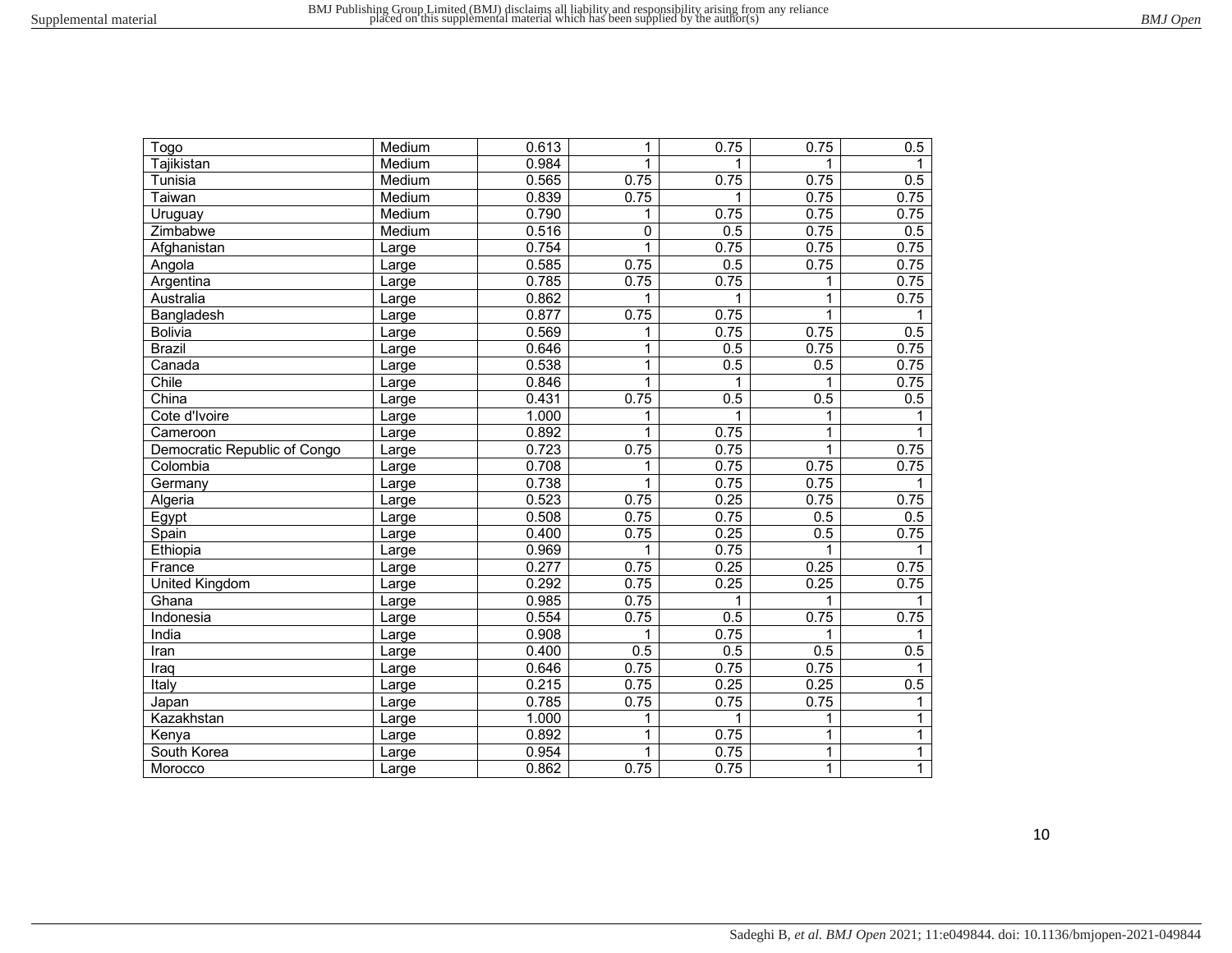| | | | | | | |
|---|---|---|---|---|---|---|
| Togo | Medium | 0.613 | 1 | 0.75 | 0.75 | 0.5 |
| Tajikistan | Medium | 0.984 | 1 | 1 | 1 | 1 |
| Tunisia | Medium | 0.565 | 0.75 | 0.75 | 0.75 | 0.5 |
| Taiwan | Medium | 0.839 | 0.75 | 1 | 0.75 | 0.75 |
| Uruguay | Medium | 0.790 | 1 | 0.75 | 0.75 | 0.75 |
| Zimbabwe | Medium | 0.516 | 0 | 0.5 | 0.75 | 0.5 |
| Afghanistan | Large | 0.754 | 1 | 0.75 | 0.75 | 0.75 |
| Angola | Large | 0.585 | 0.75 | 0.5 | 0.75 | 0.75 |
| Argentina | Large | 0.785 | 0.75 | 0.75 | 1 | 0.75 |
| Australia | Large | 0.862 | 1 | 1 | 1 | 0.75 |
| Bangladesh | Large | 0.877 | 0.75 | 0.75 | 1 | 1 |
| Bolivia | Large | 0.569 | 1 | 0.75 | 0.75 | 0.5 |
| Brazil | Large | 0.646 | 1 | 0.5 | 0.75 | 0.75 |
| Canada | Large | 0.538 | 1 | 0.5 | 0.5 | 0.75 |
| Chile | Large | 0.846 | 1 | 1 | 1 | 0.75 |
| China | Large | 0.431 | 0.75 | 0.5 | 0.5 | 0.5 |
| Cote d'Ivoire | Large | 1.000 | 1 | 1 | 1 | 1 |
| Cameroon | Large | 0.892 | 1 | 0.75 | 1 | 1 |
| Democratic Republic of Congo | Large | 0.723 | 0.75 | 0.75 | 1 | 0.75 |
| Colombia | Large | 0.708 | 1 | 0.75 | 0.75 | 0.75 |
| Germany | Large | 0.738 | 1 | 0.75 | 0.75 | 1 |
| Algeria | Large | 0.523 | 0.75 | 0.25 | 0.75 | 0.75 |
| Egypt | Large | 0.508 | 0.75 | 0.75 | 0.5 | 0.5 |
| Spain | Large | 0.400 | 0.75 | 0.25 | 0.5 | 0.75 |
| Ethiopia | Large | 0.969 | 1 | 0.75 | 1 | 1 |
| France | Large | 0.277 | 0.75 | 0.25 | 0.25 | 0.75 |
| United Kingdom | Large | 0.292 | 0.75 | 0.25 | 0.25 | 0.75 |
| Ghana | Large | 0.985 | 0.75 | 1 | 1 | 1 |
| Indonesia | Large | 0.554 | 0.75 | 0.5 | 0.75 | 0.75 |
| India | Large | 0.908 | 1 | 0.75 | 1 | 1 |
| Iran | Large | 0.400 | 0.5 | 0.5 | 0.5 | 0.5 |
| Iraq | Large | 0.646 | 0.75 | 0.75 | 0.75 | 1 |
| Italy | Large | 0.215 | 0.75 | 0.25 | 0.25 | 0.5 |
| Japan | Large | 0.785 | 0.75 | 0.75 | 0.75 | 1 |
| Kazakhstan | Large | 1.000 | 1 | 1 | 1 | 1 |
| Kenya | Large | 0.892 | 1 | 0.75 | 1 | 1 |
| South Korea | Large | 0.954 | 1 | 0.75 | 1 | 1 |
| Morocco | Large | 0.862 | 0.75 | 0.75 | 1 | 1 |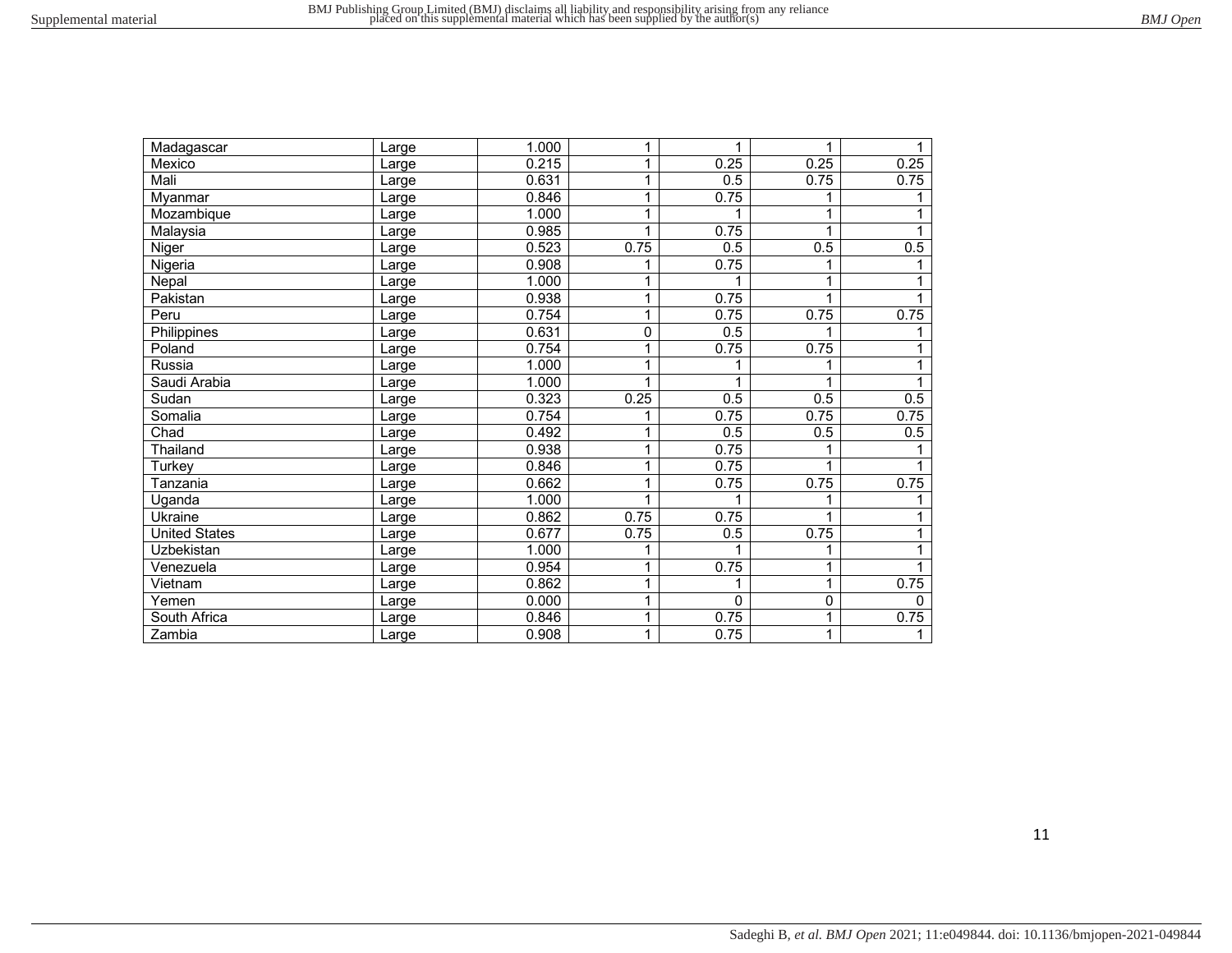| Madagascar | Large | 1.000 | 1 | 1 | 1 | 1 |
|---|---|---|---|---|---|---|
| Mexico | Large | 0.215 | 1 | 0.25 | 0.25 | 0.25 |
| Mali | Large | 0.631 | 1 | 0.5 | 0.75 | 0.75 |
| Myanmar | Large | 0.846 | 1 | 0.75 | 1 | 1 |
| Mozambique | Large | 1.000 | 1 | 1 | 1 | 1 |
| Malaysia | Large | 0.985 | 1 | 0.75 | 1 | 1 |
| Niger | Large | 0.523 | 0.75 | 0.5 | 0.5 | 0.5 |
| Nigeria | Large | 0.908 | 1 | 0.75 | 1 | 1 |
| Nepal | Large | 1.000 | 1 | 1 | 1 | 1 |
| Pakistan | Large | 0.938 | 1 | 0.75 | 1 | 1 |
| Peru | Large | 0.754 | 1 | 0.75 | 0.75 | 0.75 |
| Philippines | Large | 0.631 | 0 | 0.5 | 1 | 1 |
| Poland | Large | 0.754 | 1 | 0.75 | 0.75 | 1 |
| Russia | Large | 1.000 | 1 | 1 | 1 | 1 |
| Saudi Arabia | Large | 1.000 | 1 | 1 | 1 | 1 |
| Sudan | Large | 0.323 | 0.25 | 0.5 | 0.5 | 0.5 |
| Somalia | Large | 0.754 | 1 | 0.75 | 0.75 | 0.75 |
| Chad | Large | 0.492 | 1 | 0.5 | 0.5 | 0.5 |
| Thailand | Large | 0.938 | 1 | 0.75 | 1 | 1 |
| Turkey | Large | 0.846 | 1 | 0.75 | 1 | 1 |
| Tanzania | Large | 0.662 | 1 | 0.75 | 0.75 | 0.75 |
| Uganda | Large | 1.000 | 1 | 1 | 1 | 1 |
| Ukraine | Large | 0.862 | 0.75 | 0.75 | 1 | 1 |
| United States | Large | 0.677 | 0.75 | 0.5 | 0.75 | 1 |
| Uzbekistan | Large | 1.000 | 1 | 1 | 1 | 1 |
| Venezuela | Large | 0.954 | 1 | 0.75 | 1 | 1 |
| Vietnam | Large | 0.862 | 1 | 1 | 1 | 0.75 |
| Yemen | Large | 0.000 | 1 | 0 | 0 | 0 |
| South Africa | Large | 0.846 | 1 | 0.75 | 1 | 0.75 |
| Zambia | Large | 0.908 | 1 | 0.75 | 1 | 1 |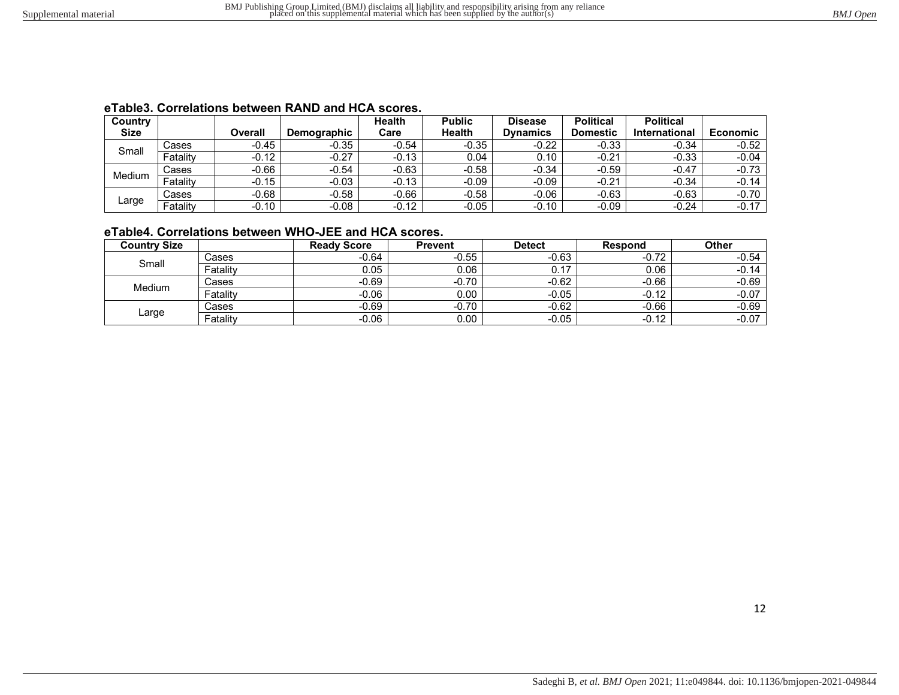### eTable3. Correlations between RAND and HCA scores.

| Country Size | | Overall | Demographic | Health Care | Public Health | Disease Dynamics | Political Domestic | Political International | Economic |
|---|---|---|---|---|---|---|---|---|---|
| Small | Cases | -0.45 | -0.35 | -0.54 | -0.35 | -0.22 | -0.33 | -0.34 | -0.52 |
| | Fatality | -0.12 | -0.27 | -0.13 | 0.04 | 0.10 | -0.21 | -0.33 | -0.04 |
| Medium | Cases | -0.66 | -0.54 | -0.63 | -0.58 | -0.34 | -0.59 | -0.47 | -0.73 |
| | Fatality | -0.15 | -0.03 | -0.13 | -0.09 | -0.09 | -0.21 | -0.34 | -0.14 |
| Large | Cases | -0.68 | -0.58 | -0.66 | -0.58 | -0.06 | -0.63 | -0.63 | -0.70 |
| | Fatality | -0.10 | -0.08 | -0.12 | -0.05 | -0.10 | -0.09 | -0.24 | -0.17 |

### eTable4. Correlations between WHO-JEE and HCA scores.

| Country Size | | Ready Score | Prevent | Detect | Respond | Other |
|---|---|---|---|---|---|---|
| Small | Cases | -0.64 | -0.55 | -0.63 | -0.72 | -0.54 |
| | Fatality | 0.05 | 0.06 | 0.17 | 0.06 | -0.14 |
| Medium | Cases | -0.69 | -0.70 | -0.62 | -0.66 | -0.69 |
| | Fatality | -0.06 | 0.00 | -0.05 | -0.12 | -0.07 |
| Large | Cases | -0.69 | -0.70 | -0.62 | -0.66 | -0.69 |
| | Fatality | -0.06 | 0.00 | -0.05 | -0.12 | -0.07 |